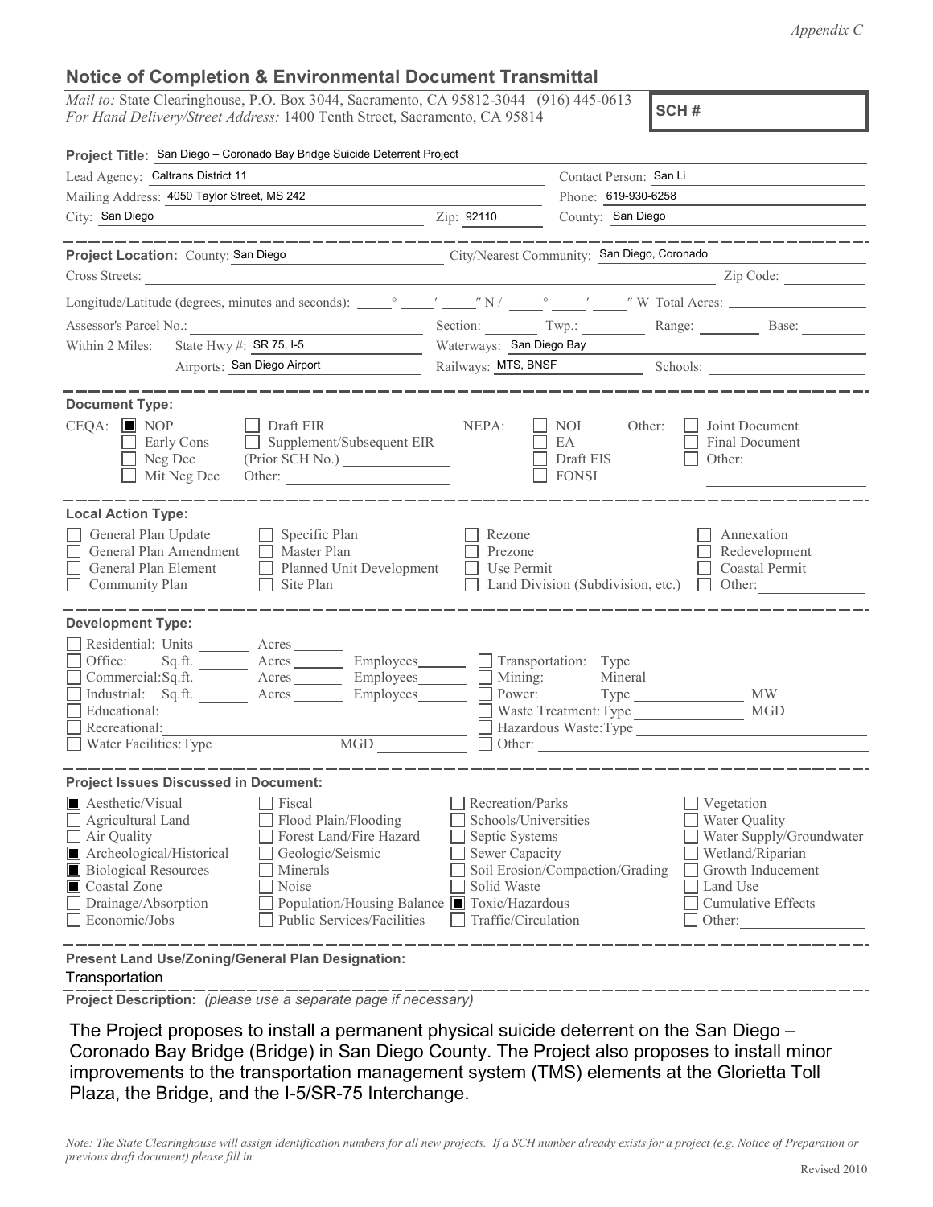*Appendix C*

## Notice of Completion & Environmental Document Transmittal

*Mail to:* State Clearinghouse, P.O. Box 3044, Sacramento, CA 95812-3044 (916) 445-0613
*For Hand Delivery/Street Address:* 1400 Tenth Street, Sacramento, CA 95814

**SCH #**

**Project Title:** San Diego – Coronado Bay Bridge Suicide Deterrent Project

Lead Agency: Caltrans District 11 — Contact Person: San Li
Mailing Address: 4050 Taylor Street, MS 242 — Phone: 619-930-6258
City: San Diego — Zip: 92110 — County: San Diego

---

**Project Location:** County: San Diego — City/Nearest Community: San Diego, Coronado
Cross Streets: — Zip Code:
Longitude/Latitude (degrees, minutes and seconds): ___° ___′ ___″ N / ___° ___′ ___″ W Total Acres:
Assessor's Parcel No.: — Section: — Twp.: — Range: — Base:
Within 2 Miles: State Hwy #: SR 75, I-5 — Waterways: San Diego Bay
Airports: San Diego Airport — Railways: MTS, BNSF — Schools:

---

**Document Type:**

CEQA: ☒ NOP ☐ Early Cons ☐ Neg Dec ☐ Mit Neg Dec ☐ Draft EIR ☐ Supplement/Subsequent EIR (Prior SCH No.) ______ Other: ______

NEPA: ☐ NOI ☐ EA ☐ Draft EIS ☐ FONSI

Other: ☐ Joint Document ☐ Final Document ☐ Other: ______

---

**Local Action Type:**

☐ General Plan Update ☐ General Plan Amendment ☐ General Plan Element ☐ Community Plan ☐ Specific Plan ☐ Master Plan ☐ Planned Unit Development ☐ Site Plan ☐ Rezone ☐ Prezone ☐ Use Permit ☐ Land Division (Subdivision, etc.) ☐ Annexation ☐ Redevelopment ☐ Coastal Permit ☐ Other: ______

---

**Development Type:**

☐ Residential: Units ______ Acres ______
☐ Office: Sq.ft. ______ Acres ______ Employees ______
☐ Commercial: Sq.ft. ______ Acres ______ Employees ______
☐ Industrial: Sq.ft. ______ Acres ______ Employees ______
☐ Educational: ______
☐ Recreational: ______
☐ Water Facilities: Type ______ MGD ______
☐ Transportation: Type ______
☐ Mining: Mineral ______
☐ Power: Type ______ MW ______
☐ Waste Treatment: Type ______ MGD ______
☐ Hazardous Waste: Type ______
☐ Other: ______

---

**Project Issues Discussed in Document:**

☒ Aesthetic/Visual ☐ Agricultural Land ☐ Air Quality ☒ Archeological/Historical ☒ Biological Resources ☒ Coastal Zone ☐ Drainage/Absorption ☐ Economic/Jobs ☐ Fiscal ☐ Flood Plain/Flooding ☐ Forest Land/Fire Hazard ☐ Geologic/Seismic ☐ Minerals ☐ Noise ☐ Population/Housing Balance ☐ Public Services/Facilities ☐ Recreation/Parks ☐ Schools/Universities ☐ Septic Systems ☐ Sewer Capacity ☐ Soil Erosion/Compaction/Grading ☐ Solid Waste ☒ Toxic/Hazardous ☐ Traffic/Circulation ☐ Vegetation ☐ Water Quality ☐ Water Supply/Groundwater ☐ Wetland/Riparian ☐ Growth Inducement ☐ Land Use ☐ Cumulative Effects ☐ Other: ______

---

**Present Land Use/Zoning/General Plan Designation:**
Transportation

---

**Project Description:** *(please use a separate page if necessary)*

The Project proposes to install a permanent physical suicide deterrent on the San Diego – Coronado Bay Bridge (Bridge) in San Diego County. The Project also proposes to install minor improvements to the transportation management system (TMS) elements at the Glorietta Toll Plaza, the Bridge, and the I-5/SR-75 Interchange.

*Note: The State Clearinghouse will assign identification numbers for all new projects. If a SCH number already exists for a project (e.g. Notice of Preparation or previous draft document) please fill in.*

Revised 2010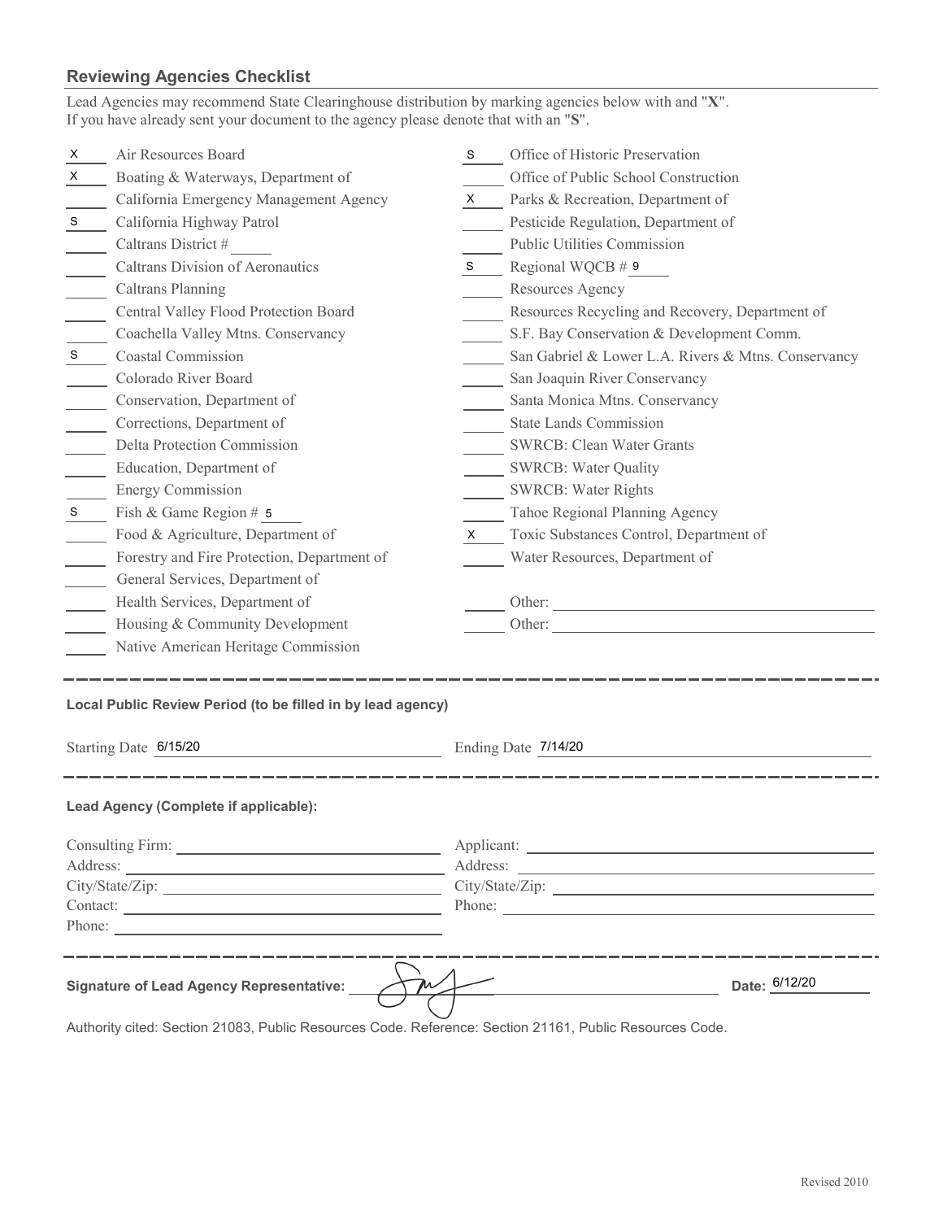## Reviewing Agencies Checklist

Lead Agencies may recommend State Clearinghouse distribution by marking agencies below with and "**X**".
If you have already sent your document to the agency please denote that with an "**S**".

| | | | |
|---|---|---|---|
| X | Air Resources Board | S | Office of Historic Preservation |
| X | Boating & Waterways, Department of | | Office of Public School Construction |
| | California Emergency Management Agency | X | Parks & Recreation, Department of |
| S | California Highway Patrol | | Pesticide Regulation, Department of |
| | Caltrans District # ____ | | Public Utilities Commission |
| | Caltrans Division of Aeronautics | S | Regional WQCB # 9 |
| | Caltrans Planning | | Resources Agency |
| | Central Valley Flood Protection Board | | Resources Recycling and Recovery, Department of |
| | Coachella Valley Mtns. Conservancy | | S.F. Bay Conservation & Development Comm. |
| S | Coastal Commission | | San Gabriel & Lower L.A. Rivers & Mtns. Conservancy |
| | Colorado River Board | | San Joaquin River Conservancy |
| | Conservation, Department of | | Santa Monica Mtns. Conservancy |
| | Corrections, Department of | | State Lands Commission |
| | Delta Protection Commission | | SWRCB: Clean Water Grants |
| | Education, Department of | | SWRCB: Water Quality |
| | Energy Commission | | SWRCB: Water Rights |
| S | Fish & Game Region # 5 | | Tahoe Regional Planning Agency |
| | Food & Agriculture, Department of | X | Toxic Substances Control, Department of |
| | Forestry and Fire Protection, Department of | | Water Resources, Department of |
| | General Services, Department of | | |
| | Health Services, Department of | | Other: |
| | Housing & Community Development | | Other: |
| | Native American Heritage Commission | | |

---

**Local Public Review Period (to be filled in by lead agency)**

Starting Date 6/15/20 Ending Date 7/14/20

---

**Lead Agency (Complete if applicable):**

Consulting Firm:
Address:
City/State/Zip:
Contact:
Phone:

Applicant:
Address:
City/State/Zip:
Phone:

---

**Signature of Lead Agency Representative:** ____________ **Date:** 6/12/20

Authority cited: Section 21083, Public Resources Code. Reference: Section 21161, Public Resources Code.

Revised 2010